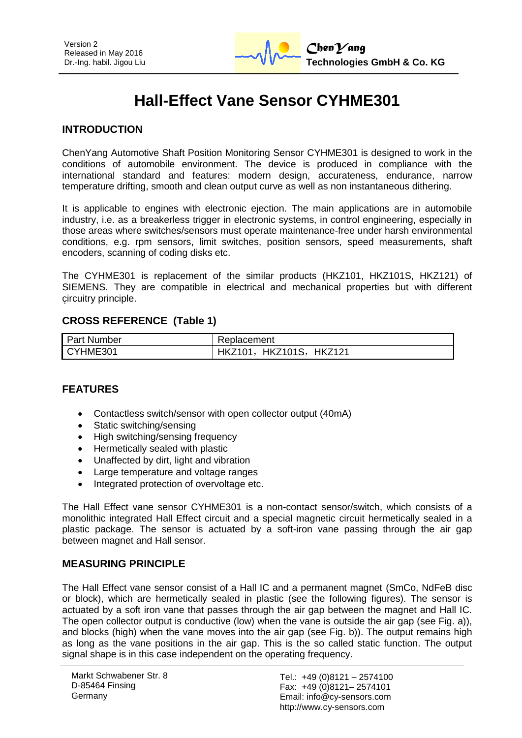Version 2
Released in May 2016
Dr.-Ing. habil. Jigou Liu

**ChenYang Technologies GmbH & Co. KG**

# Hall-Effect Vane Sensor CYHME301

## INTRODUCTION

ChenYang Automotive Shaft Position Monitoring Sensor CYHME301 is designed to work in the conditions of automobile environment. The device is produced in compliance with the international standard and features: modern design, accurateness, endurance, narrow temperature drifting, smooth and clean output curve as well as non instantaneous dithering.

It is applicable to engines with electronic ejection. The main applications are in automobile industry, i.e. as a breakerless trigger in electronic systems, in control engineering, especially in those areas where switches/sensors must operate maintenance-free under harsh environmental conditions, e.g. rpm sensors, limit switches, position sensors, speed measurements, shaft encoders, scanning of coding disks etc.

The CYHME301 is replacement of the similar products (HKZ101, HKZ101S, HKZ121) of SIEMENS. They are compatible in electrical and mechanical properties but with different circuitry principle.

## CROSS REFERENCE (Table 1)

| Part Number | Replacement |
|---|---|
| CYHME301 | HKZ101，HKZ101S，HKZ121 |

## FEATURES

- Contactless switch/sensor with open collector output (40mA)
- Static switching/sensing
- High switching/sensing frequency
- Hermetically sealed with plastic
- Unaffected by dirt, light and vibration
- Large temperature and voltage ranges
- Integrated protection of overvoltage etc.

The Hall Effect vane sensor CYHME301 is a non-contact sensor/switch, which consists of a monolithic integrated Hall Effect circuit and a special magnetic circuit hermetically sealed in a plastic package. The sensor is actuated by a soft-iron vane passing through the air gap between magnet and Hall sensor.

## MEASURING PRINCIPLE

The Hall Effect vane sensor consist of a Hall IC and a permanent magnet (SmCo, NdFeB disc or block), which are hermetically sealed in plastic (see the following figures). The sensor is actuated by a soft iron vane that passes through the air gap between the magnet and Hall IC. The open collector output is conductive (low) when the vane is outside the air gap (see Fig. a)), and blocks (high) when the vane moves into the air gap (see Fig. b)). The output remains high as long as the vane positions in the air gap. This is the so called static function. The output signal shape is in this case independent on the operating frequency.

Markt Schwabener Str. 8
D-85464 Finsing
Germany

Tel.: +49 (0)8121 – 2574100
Fax: +49 (0)8121– 2574101
Email: info@cy-sensors.com
http://www.cy-sensors.com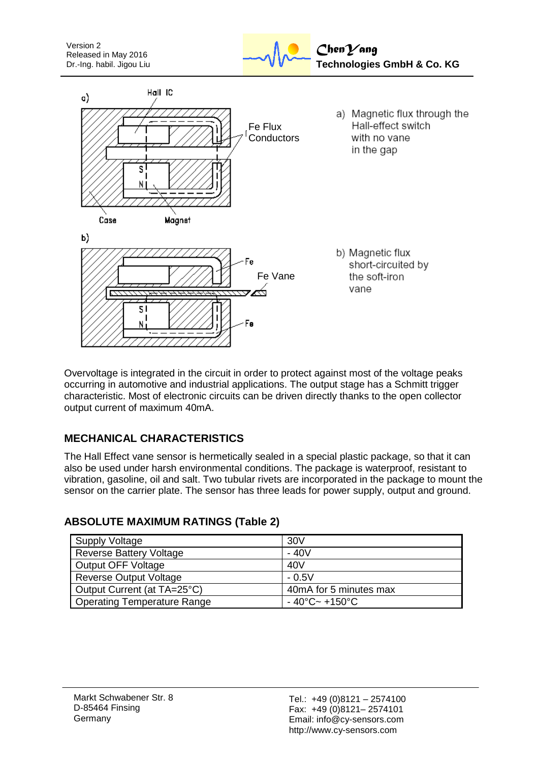a) Magnetic flux through the Hall-effect switch with no vane in the gap

b) Magnetic flux short-circuited by the soft-iron vane

Overvoltage is integrated in the circuit in order to protect against most of the voltage peaks occurring in automotive and industrial applications. The output stage has a Schmitt trigger characteristic. Most of electronic circuits can be driven directly thanks to the open collector output current of maximum 40mA.

## MECHANICAL CHARACTERISTICS

The Hall Effect vane sensor is hermetically sealed in a special plastic package, so that it can also be used under harsh environmental conditions. The package is waterproof, resistant to vibration, gasoline, oil and salt. Two tubular rivets are incorporated in the package to mount the sensor on the carrier plate. The sensor has three leads for power supply, output and ground.

## ABSOLUTE MAXIMUM RATINGS (Table 2)

| | |
|---|---|
| Supply Voltage | 30V |
| Reverse Battery Voltage | - 40V |
| Output OFF Voltage | 40V |
| Reverse Output Voltage | - 0.5V |
| Output Current (at TA=25°C) | 40mA for 5 minutes max |
| Operating Temperature Range | - 40°C~ +150°C |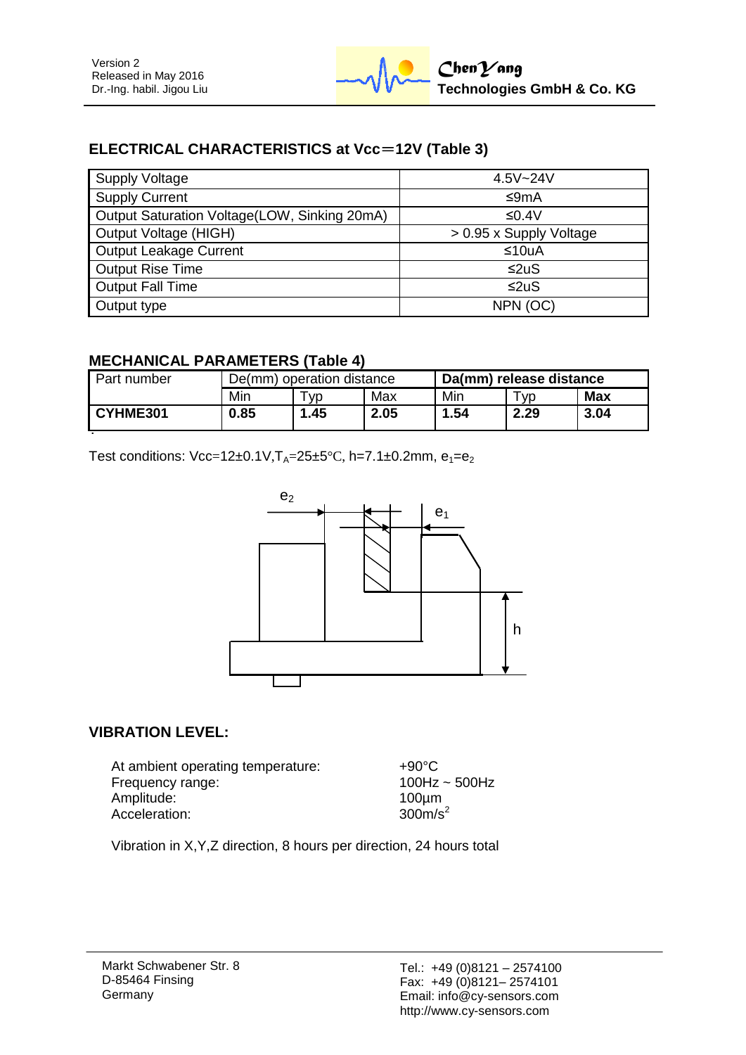## ELECTRICAL CHARACTERISTICS at Vcc＝12V (Table 3)

| | |
|---|---|
| Supply Voltage | 4.5V~24V |
| Supply Current | ≤9mA |
| Output Saturation Voltage(LOW, Sinking 20mA) | ≤0.4V |
| Output Voltage (HIGH) | > 0.95 x Supply Voltage |
| Output Leakage Current | ≤10uA |
| Output Rise Time | ≤2uS |
| Output Fall Time | ≤2uS |
| Output type | NPN (OC) |

## MECHANICAL PARAMETERS (Table 4)

| Part number | De(mm) operation distance | | | **Da(mm) release distance** | | |
|---|---|---|---|---|---|---|
| | Min | Typ | Max | Min | Typ | **Max** |
| **CYHME301** | **0.85** | **1.45** | **2.05** | **1.54** | **2.29** | **3.04** |

Test conditions: Vcc=12±0.1V,$T_A$=25±5℃, h=7.1±0.2mm, $e_1$=$e_2$

## VIBRATION LEVEL:

| | |
|---|---|
| At ambient operating temperature: | +90°C |
| Frequency range: | 100Hz ~ 500Hz |
| Amplitude: | 100µm |
| Acceleration: | 300m/s$^2$ |

Vibration in X,Y,Z direction, 8 hours per direction, 24 hours total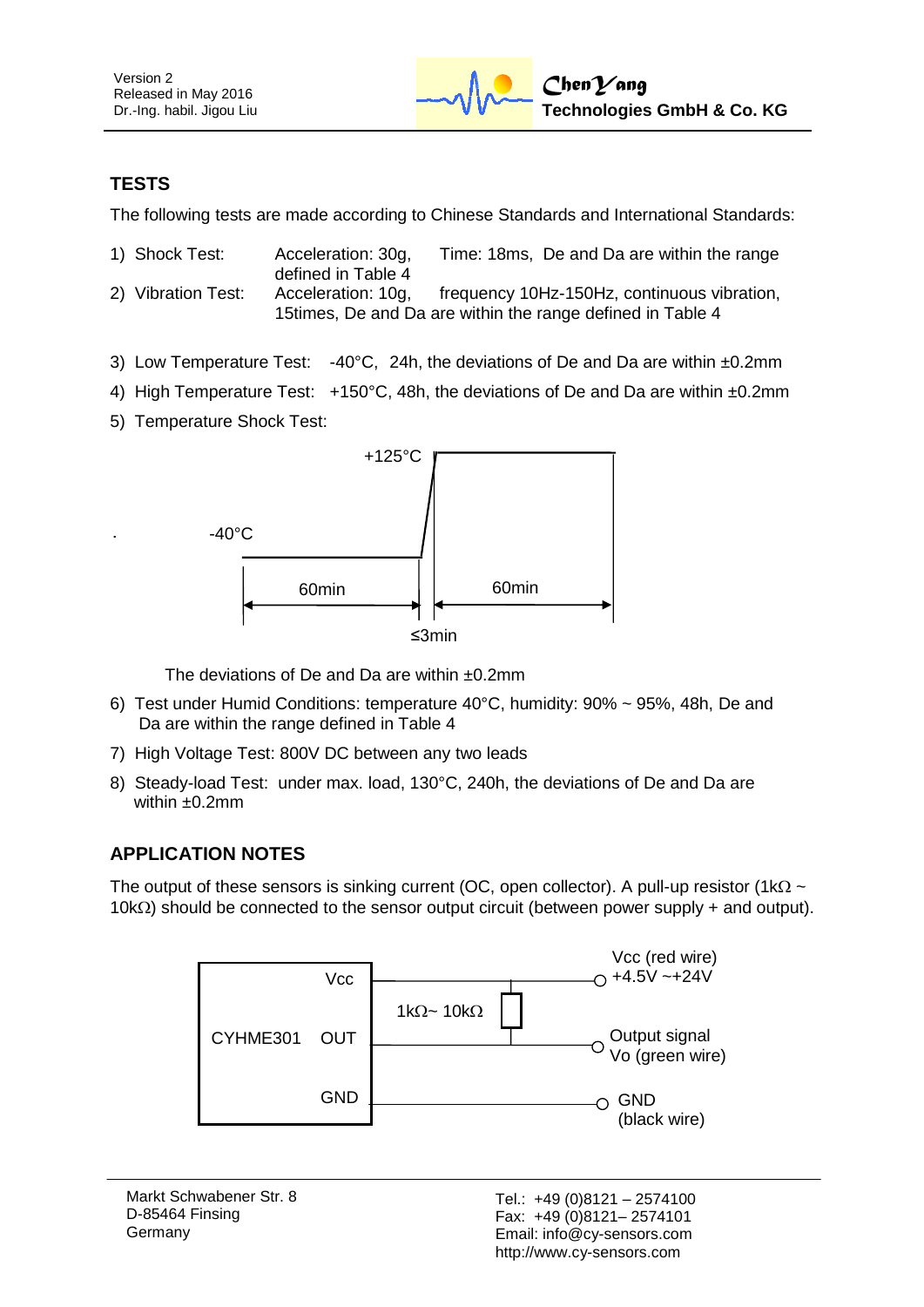## TESTS

The following tests are made according to Chinese Standards and International Standards:

1) Shock Test: Acceleration: 30g, Time: 18ms, De and Da are within the range defined in Table 4
2) Vibration Test: Acceleration: 10g, frequency 10Hz-150Hz, continuous vibration, 15times, De and Da are within the range defined in Table 4
3) Low Temperature Test: -40°C, 24h, the deviations of De and Da are within ±0.2mm
4) High Temperature Test: +150°C, 48h, the deviations of De and Da are within ±0.2mm
5) Temperature Shock Test:

   -40°C, 60min → ≤3min → +125°C, 60min

   The deviations of De and Da are within ±0.2mm
6) Test under Humid Conditions: temperature 40°C, humidity: 90% ~ 95%, 48h, De and Da are within the range defined in Table 4
7) High Voltage Test: 800V DC between any two leads
8) Steady-load Test: under max. load, 130°C, 240h, the deviations of De and Da are within ±0.2mm

## APPLICATION NOTES

The output of these sensors is sinking current (OC, open collector). A pull-up resistor (1kΩ ~ 10kΩ) should be connected to the sensor output circuit (between power supply + and output).

CYHME301:
- Vcc — Vcc (red wire) +4.5V ~+24V
- OUT — Output signal Vo (green wire), with 1kΩ~ 10kΩ pull-up resistor to Vcc
- GND — GND (black wire)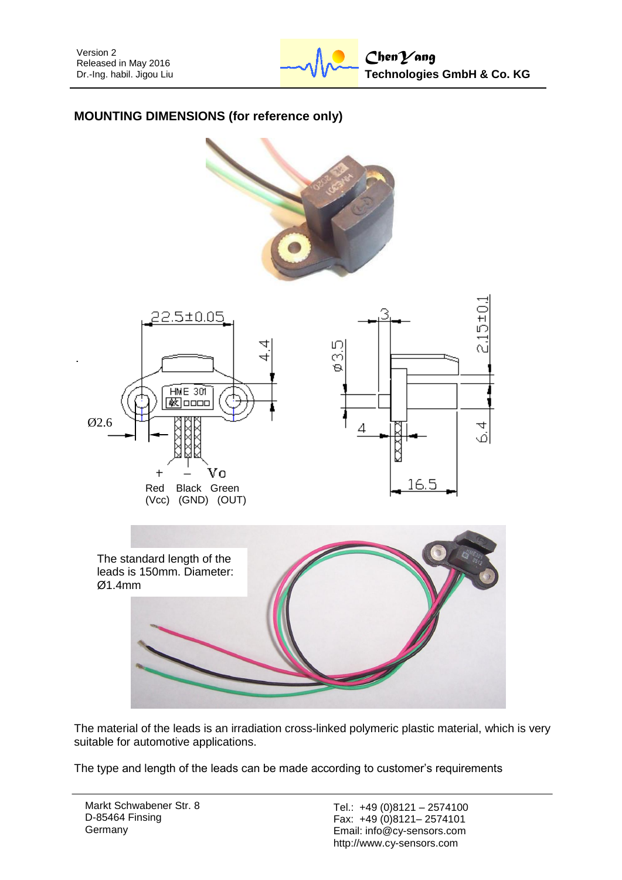## MOUNTING DIMENSIONS (for reference only)

22.5±0.05

4.4

Ø2.6

HME 301

+ – Vo

Red Black Green

(Vcc) (GND) (OUT)

3

2.15±0.1

ø3.5

4

6.4

16.5

The standard length of the leads is 150mm. Diameter: Ø1.4mm

The material of the leads is an irradiation cross-linked polymeric plastic material, which is very suitable for automotive applications.

The type and length of the leads can be made according to customer's requirements